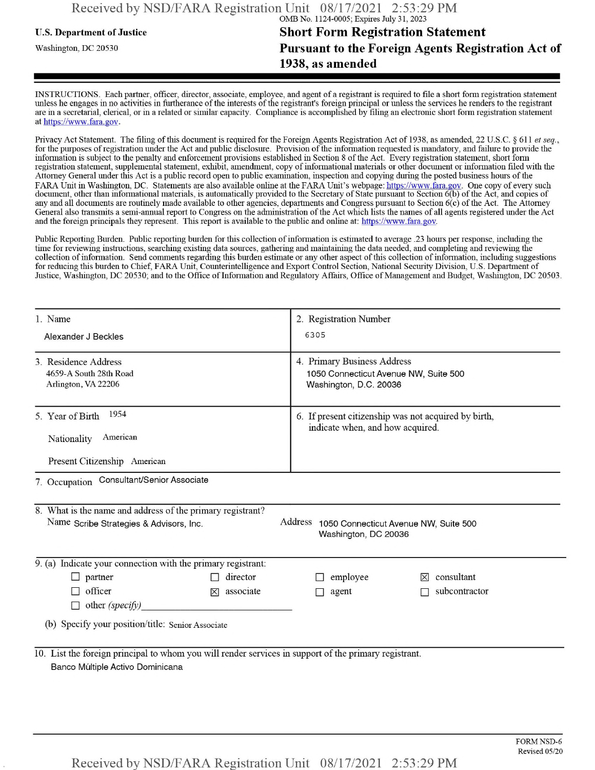OMB No. 1124-0005; Expires July 31, 2023

**U.S. Department of Justice**

Washington, DC 20530

# Short Form Registration Statement Pursuant to the Foreign Agents Registration Act of 1938, as amended

INSTRUCTIONS. Each partner, officer, director, associate, employee, and agent of a registrant is required to file a short form registration statement unless he engages in no activities in furtherance of the interests of the registrant's foreign principal or unless the services he renders to the registrant are in a secretarial, clerical, or in a related or similar capacity. Compliance is accomplished by filing an electronic short form registration statement at https://www.fara.gov.

Privacy Act Statement. The filing of this document is required for the Foreign Agents Registration Act of 1938, as amended, 22 U.S.C. § 611 *et seq.*, for the purposes of registration under the Act and public disclosure. Provision of the information requested is mandatory, and failure to provide the information is subject to the penalty and enforcement provisions established in Section 8 of the Act. Every registration statement, short form registration statement, supplemental statement, exhibit, amendment, copy of informational materials or other document or information filed with the Attorney General under this Act is a public record open to public examination, inspection and copying during the posted business hours of the FARA Unit in Washington, DC. Statements are also available online at the FARA Unit's webpage: https://www.fara.gov. One copy of every such document, other than informational materials, is automatically provided to the Secretary of State pursuant to Section 6(b) of the Act, and copies of any and all documents are routinely made available to other agencies, departments and Congress pursuant to Section 6(c) of the Act. The Attorney General also transmits a semi-annual report to Congress on the administration of the Act which lists the names of all agents registered under the Act and the foreign principals they represent. This report is available to the public and online at: https://www.fara.gov.

Public Reporting Burden. Public reporting burden for this collection of information is estimated to average .23 hours per response, including the time for reviewing instructions, searching existing data sources, gathering and maintaining the data needed, and completing and reviewing the collection of information. Send comments regarding this burden estimate or any other aspect of this collection of information, including suggestions for reducing this burden to Chief, FARA Unit, Counterintelligence and Export Control Section, National Security Division, U.S. Department of Justice, Washington, DC 20530; and to the Office of Information and Regulatory Affairs, Office of Management and Budget, Washington, DC 20503.

| | |
|---|---|
| 1. Name<br>Alexander J Beckles | 2. Registration Number<br>6305 |
| 3. Residence Address<br>4659-A South 28th Road<br>Arlington, VA 22206 | 4. Primary Business Address<br>1050 Connecticut Avenue NW, Suite 500<br>Washington, D.C. 20036 |
| 5. Year of Birth 1954<br>Nationality American<br>Present Citizenship American | 6. If present citizenship was not acquired by birth, indicate when, and how acquired. |

7. Occupation Consultant/Senior Associate

8. What is the name and address of the primary registrant?

Name Scribe Strategies & Advisors, Inc.

Address 1050 Connecticut Avenue NW, Suite 500
Washington, DC 20036

9. (a) Indicate your connection with the primary registrant:

- ☐ partner
- ☐ director
- ☐ employee
- ☒ consultant
- ☐ officer
- ☒ associate
- ☐ agent
- ☐ subcontractor
- ☐ other *(specify)* ____________

(b) Specify your position/title: Senior Associate

10. List the foreign principal to whom you will render services in support of the primary registrant.

Banco Múltiple Activo Dominicana

FORM NSD-6
Revised 05/20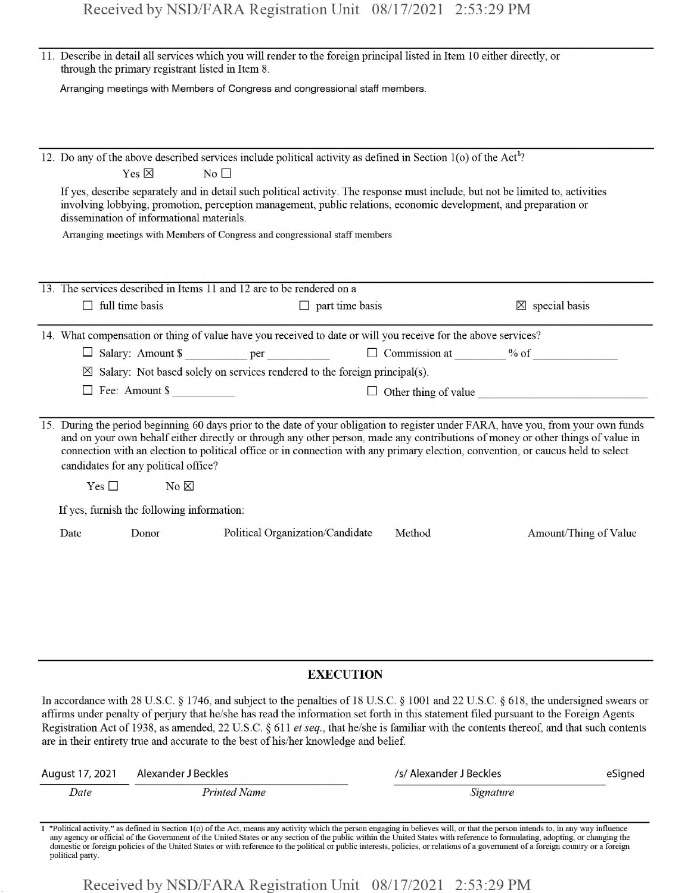11. Describe in detail all services which you will render to the foreign principal listed in Item 10 either directly, or through the primary registrant listed in Item 8.

Arranging meetings with Members of Congress and congressional staff members.

12. Do any of the above described services include political activity as defined in Section 1(o) of the Act[1]?

Yes ☒ No ☐

If yes, describe separately and in detail such political activity. The response must include, but not be limited to, activities involving lobbying, promotion, perception management, public relations, economic development, and preparation or dissemination of informational materials.

Arranging meetings with Members of Congress and congressional staff members

13. The services described in Items 11 and 12 are to be rendered on a

☐ full time basis ☐ part time basis ☒ special basis

14. What compensation or thing of value have you received to date or will you receive for the above services?

☐ Salary: Amount $ \_\_\_\_\_\_\_\_\_\_ per \_\_\_\_\_\_\_\_\_\_ ☐ Commission at \_\_\_\_\_\_\_\_ % of \_\_\_\_\_\_\_\_\_\_\_\_\_\_

☒ Salary: Not based solely on services rendered to the foreign principal(s).

☐ Fee: Amount $ \_\_\_\_\_\_\_\_\_\_ ☐ Other thing of value \_\_\_\_\_\_\_\_\_\_\_\_\_\_\_\_\_\_\_\_\_\_\_\_\_\_\_\_

15. During the period beginning 60 days prior to the date of your obligation to register under FARA, have you, from your own funds and on your own behalf either directly or through any other person, made any contributions of money or other things of value in connection with an election to political office or in connection with any primary election, convention, or caucus held to select candidates for any political office?

Yes ☐ No ☒

If yes, furnish the following information:

| Date | Donor | Political Organization/Candidate | Method | Amount/Thing of Value |
|---|---|---|---|---|

## EXECUTION

In accordance with 28 U.S.C. § 1746, and subject to the penalties of 18 U.S.C. § 1001 and 22 U.S.C. § 618, the undersigned swears or affirms under penalty of perjury that he/she has read the information set forth in this statement filed pursuant to the Foreign Agents Registration Act of 1938, as amended, 22 U.S.C. § 611 *et seq.*, that he/she is familiar with the contents thereof, and that such contents are in their entirety true and accurate to the best of his/her knowledge and belief.

| August 17, 2021 | Alexander J Beckles | /s/ Alexander J Beckles | eSigned |
|---|---|---|---|
| *Date* | *Printed Name* | *Signature* | |

1 "Political activity," as defined in Section 1(o) of the Act, means any activity which the person engaging in believes will, or that the person intends to, in any way influence any agency or official of the Government of the United States or any section of the public within the United States with reference to formulating, adopting, or changing the domestic or foreign policies of the United States or with reference to the political or public interests, policies, or relations of a government of a foreign country or a foreign political party.